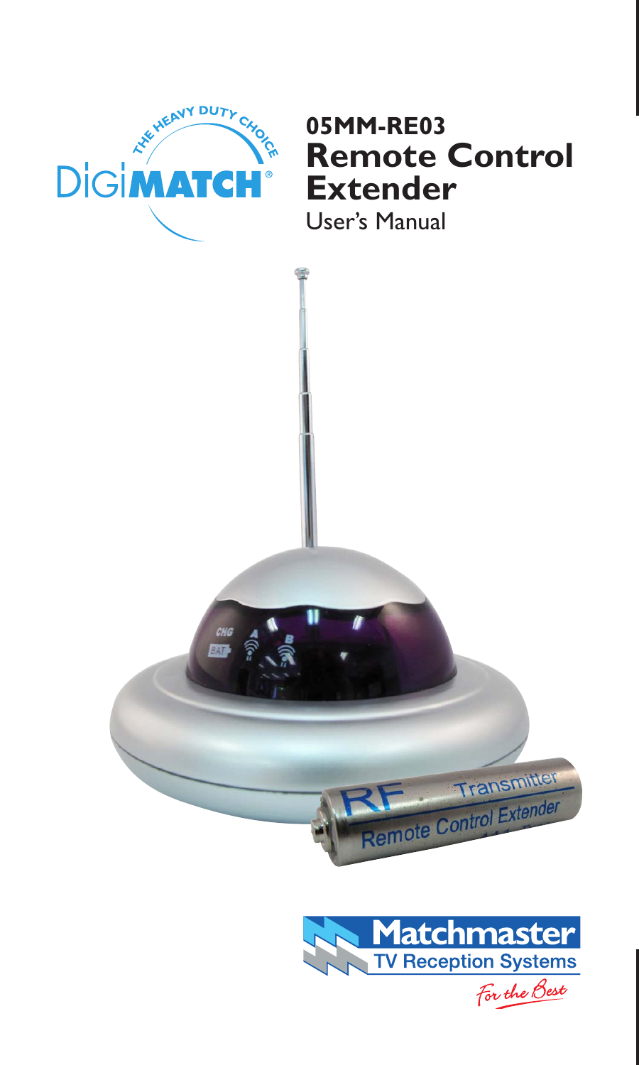DiGiMATCH®

THE HEAVY DUTY CHOICE

# 05MM-RE03
# Remote Control Extender

User's Manual

Matchmaster

TV Reception Systems

For the Best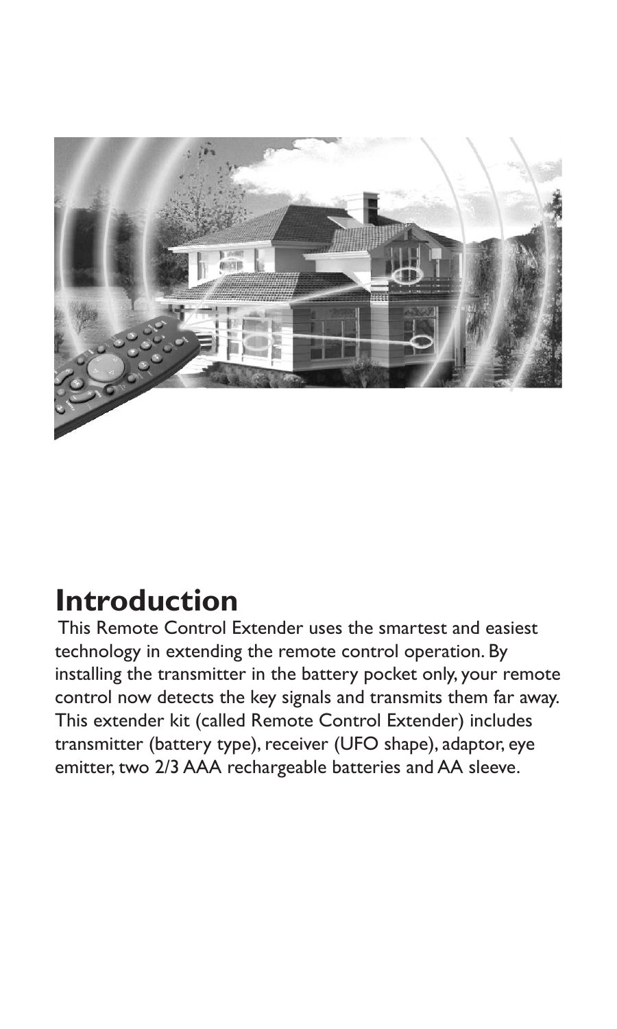## Introduction

This Remote Control Extender uses the smartest and easiest technology in extending the remote control operation. By installing the transmitter in the battery pocket only, your remote control now detects the key signals and transmits them far away. This extender kit (called Remote Control Extender) includes transmitter (battery type), receiver (UFO shape), adaptor, eye emitter, two 2/3 AAA rechargeable batteries and AA sleeve.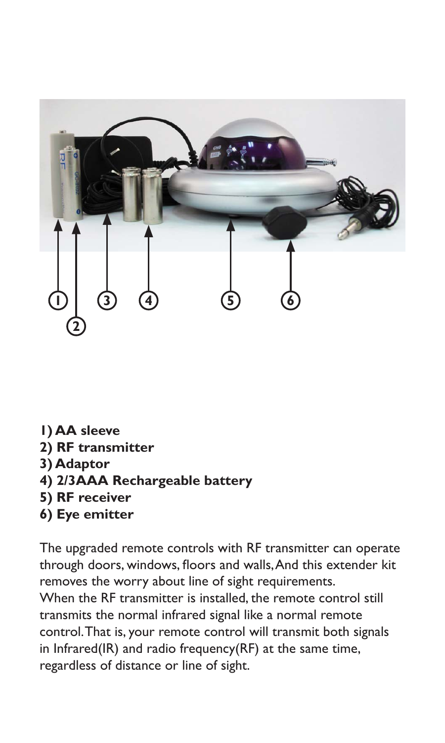1) **AA sleeve**
2) **RF transmitter**
3) **Adaptor**
4) **2/3AAA Rechargeable battery**
5) **RF receiver**
6) **Eye emitter**

The upgraded remote controls with RF transmitter can operate through doors, windows, floors and walls, And this extender kit removes the worry about line of sight requirements.
When the RF transmitter is installed, the remote control still transmits the normal infrared signal like a normal remote control. That is, your remote control will transmit both signals in Infrared(IR) and radio frequency(RF) at the same time, regardless of distance or line of sight.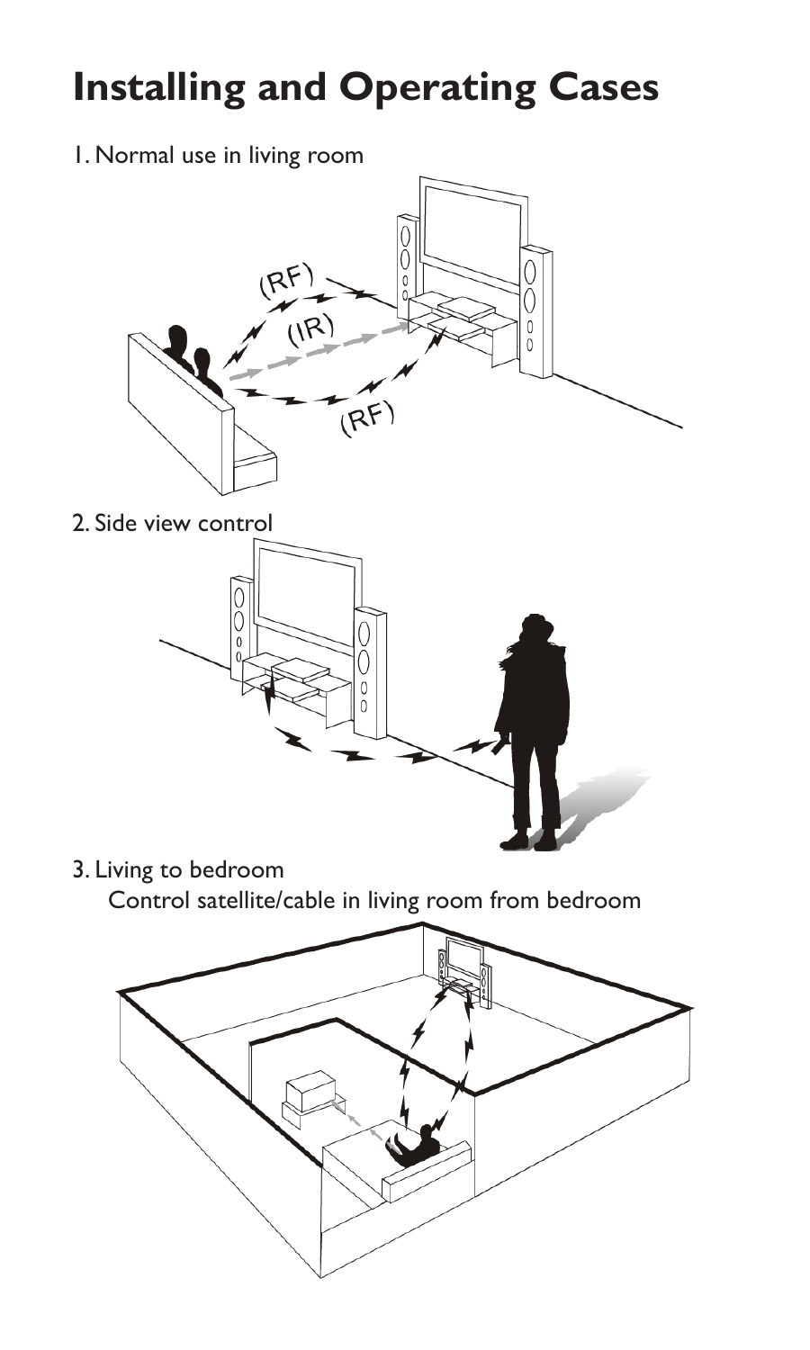# Installing and Operating Cases

1. Normal use in living room

2. Side view control

3. Living to bedroom

   Control satellite/cable in living room from bedroom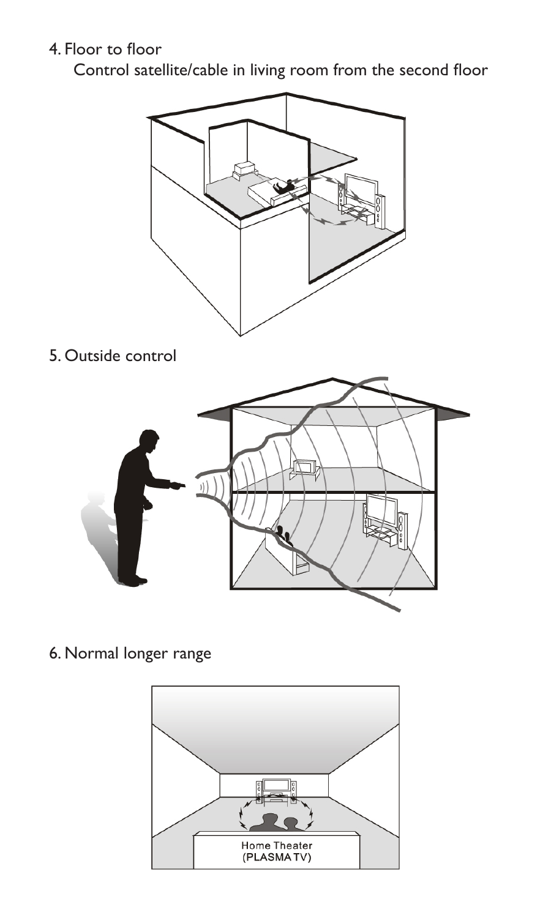4. Floor to floor

   Control satellite/cable in living room from the second floor

5. Outside control

6. Normal longer range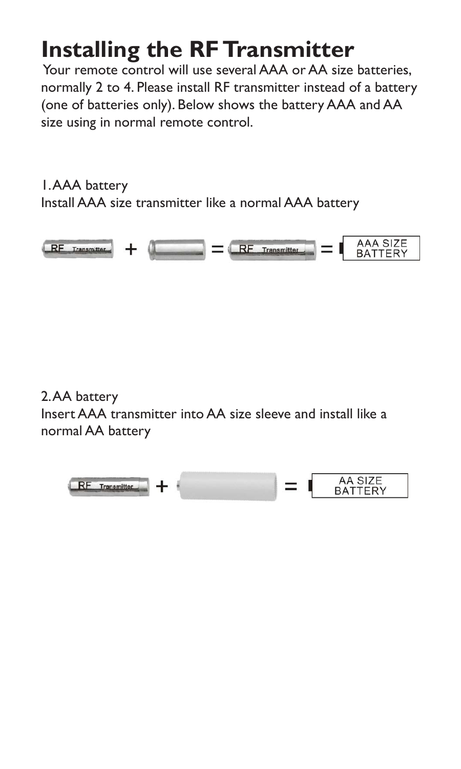# Installing the RF Transmitter

Your remote control will use several AAA or AA size batteries, normally 2 to 4. Please install RF transmitter instead of a battery (one of batteries only). Below shows the battery AAA and AA size using in normal remote control.

1. AAA battery

Install AAA size transmitter like a normal AAA battery

RF Transmitter + = RF Transmitter = AAA SIZE BATTERY

2. AA battery

Insert AAA transmitter into AA size sleeve and install like a normal AA battery

RF Transmitter + = AA SIZE BATTERY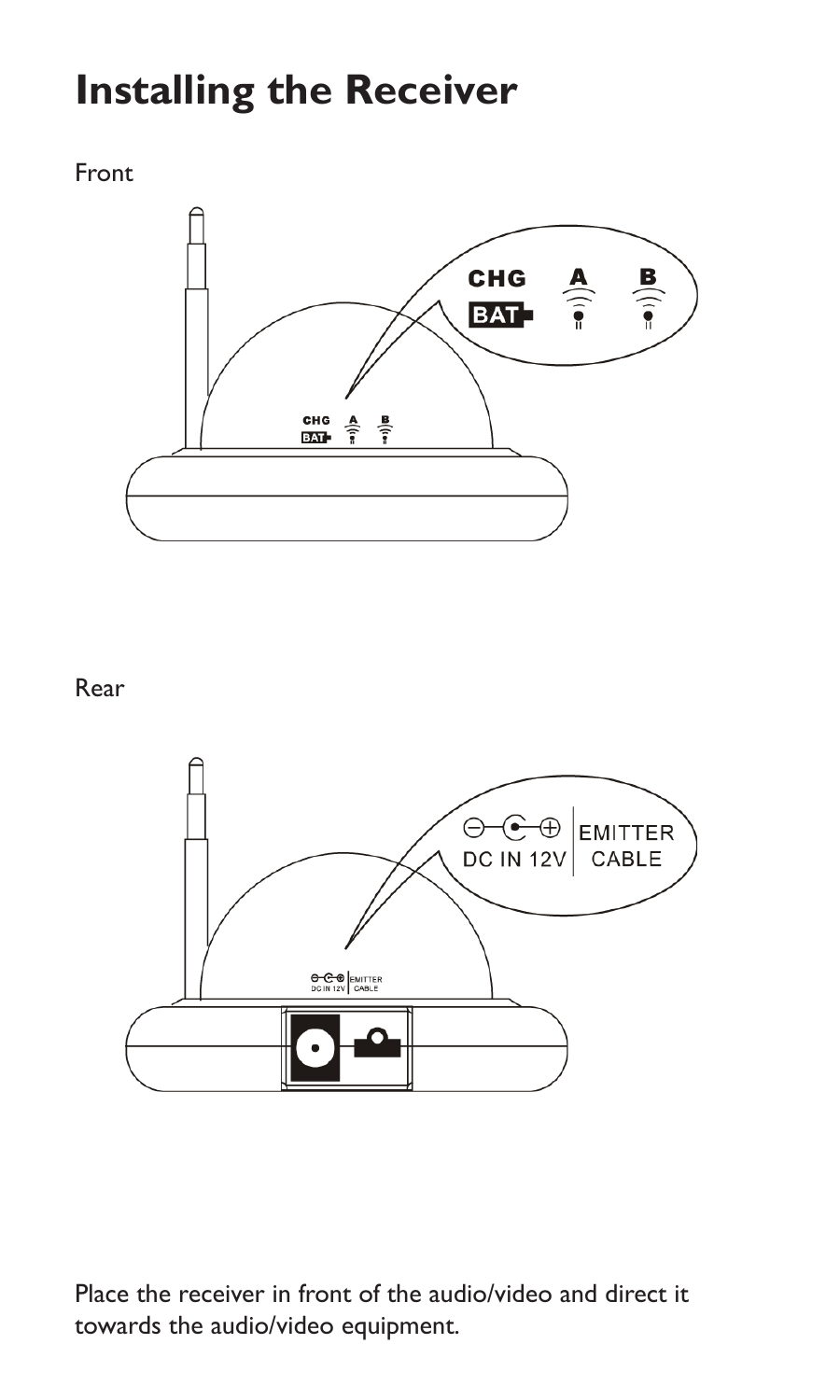# Installing the Receiver

Front

Rear

Place the receiver in front of the audio/video and direct it towards the audio/video equipment.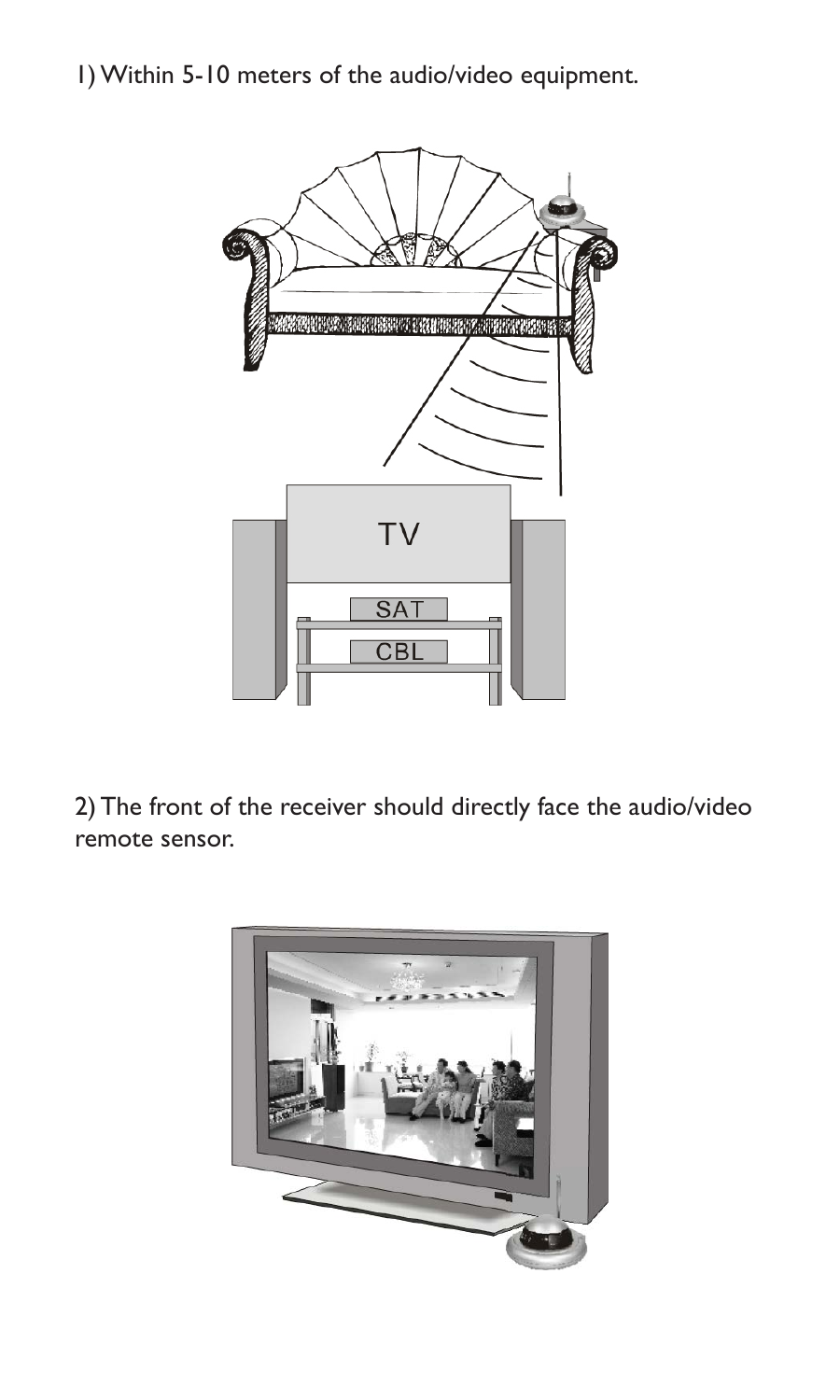1) Within 5-10 meters of the audio/video equipment.

2) The front of the receiver should directly face the audio/video remote sensor.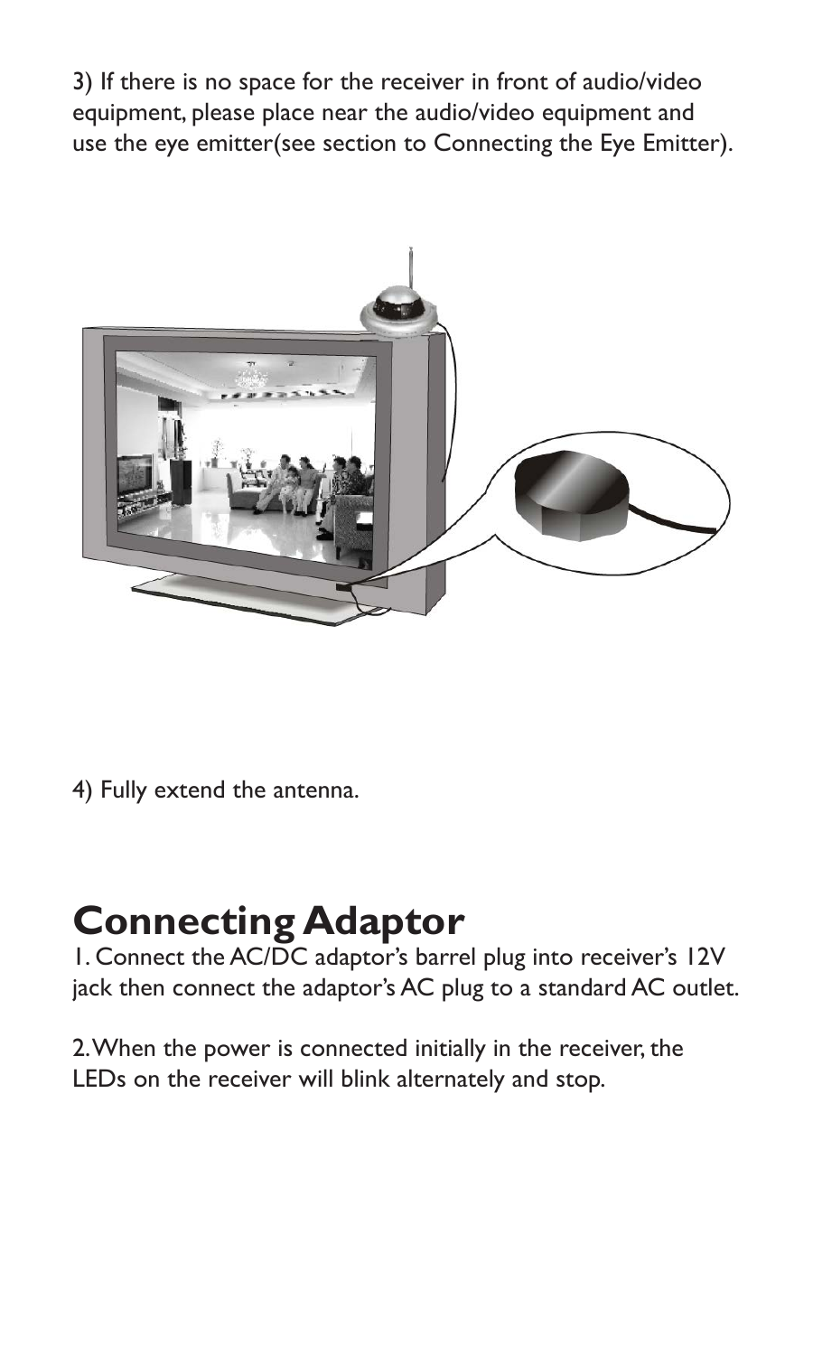3) If there is no space for the receiver in front of audio/video equipment, please place near the audio/video equipment and use the eye emitter(see section to Connecting the Eye Emitter).

4) Fully extend the antenna.

# Connecting Adaptor

1. Connect the AC/DC adaptor's barrel plug into receiver's 12V jack then connect the adaptor's AC plug to a standard AC outlet.

2. When the power is connected initially in the receiver, the LEDs on the receiver will blink alternately and stop.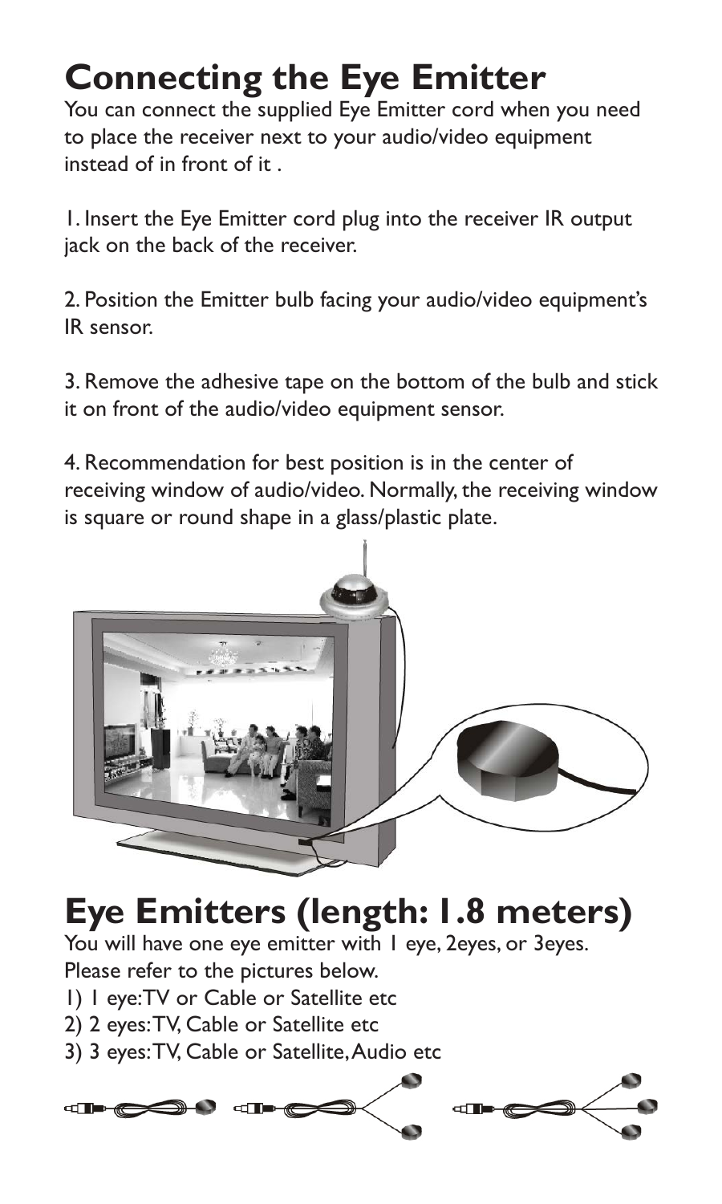# Connecting the Eye Emitter

You can connect the supplied Eye Emitter cord when you need to place the receiver next to your audio/video equipment instead of in front of it .

1. Insert the Eye Emitter cord plug into the receiver IR output jack on the back of the receiver.

2. Position the Emitter bulb facing your audio/video equipment's IR sensor.

3. Remove the adhesive tape on the bottom of the bulb and stick it on front of the audio/video equipment sensor.

4. Recommendation for best position is in the center of receiving window of audio/video. Normally, the receiving window is square or round shape in a glass/plastic plate.

# Eye Emitters (length: 1.8 meters)

You will have one eye emitter with 1 eye, 2eyes, or 3eyes.
Please refer to the pictures below.

1) 1 eye:TV or Cable or Satellite etc
2) 2 eyes:TV, Cable or Satellite etc
3) 3 eyes:TV, Cable or Satellite, Audio etc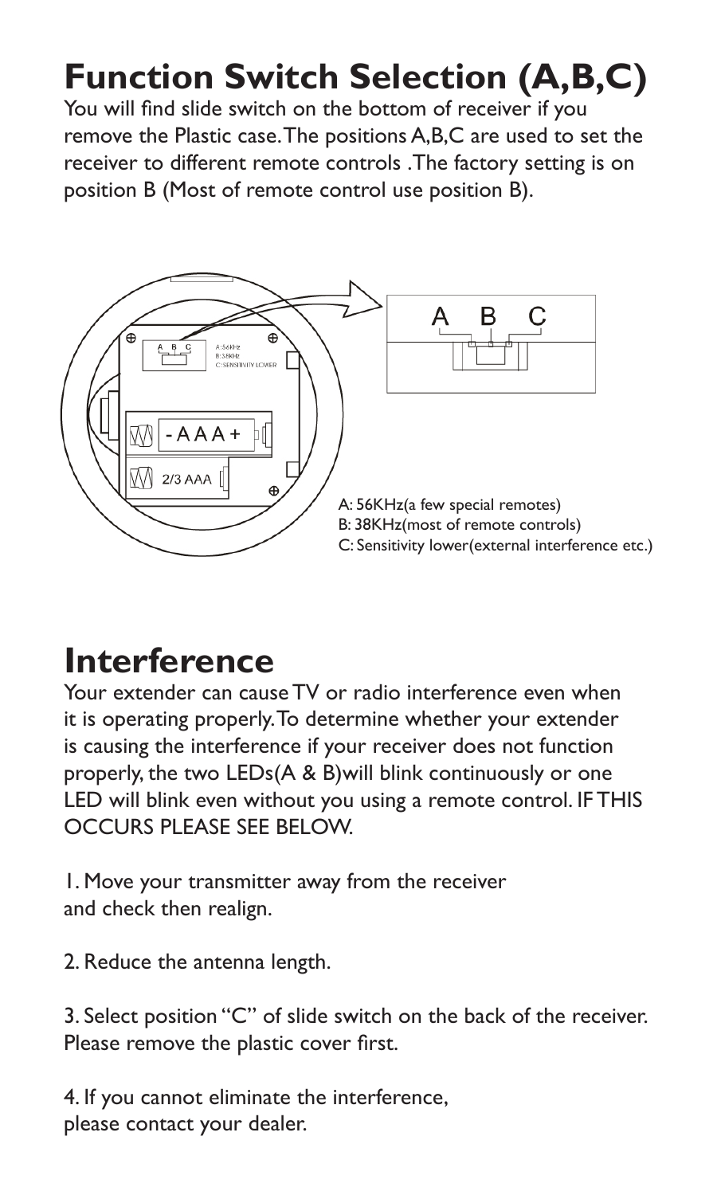# Function Switch Selection (A,B,C)

You will find slide switch on the bottom of receiver if you remove the Plastic case. The positions A,B,C are used to set the receiver to different remote controls .The factory setting is on position B (Most of remote control use position B).

A: 56KHz(a few special remotes)
B: 38KHz(most of remote controls)
C: Sensitivity lower(external interference etc.)

# Interference

Your extender can cause TV or radio interference even when it is operating properly. To determine whether your extender is causing the interference if your receiver does not function properly, the two LEDs(A & B)will blink continuously or one LED will blink even without you using a remote control. IF THIS OCCURS PLEASE SEE BELOW.

1. Move your transmitter away from the receiver and check then realign.

2. Reduce the antenna length.

3. Select position "C" of slide switch on the back of the receiver. Please remove the plastic cover first.

4. If you cannot eliminate the interference, please contact your dealer.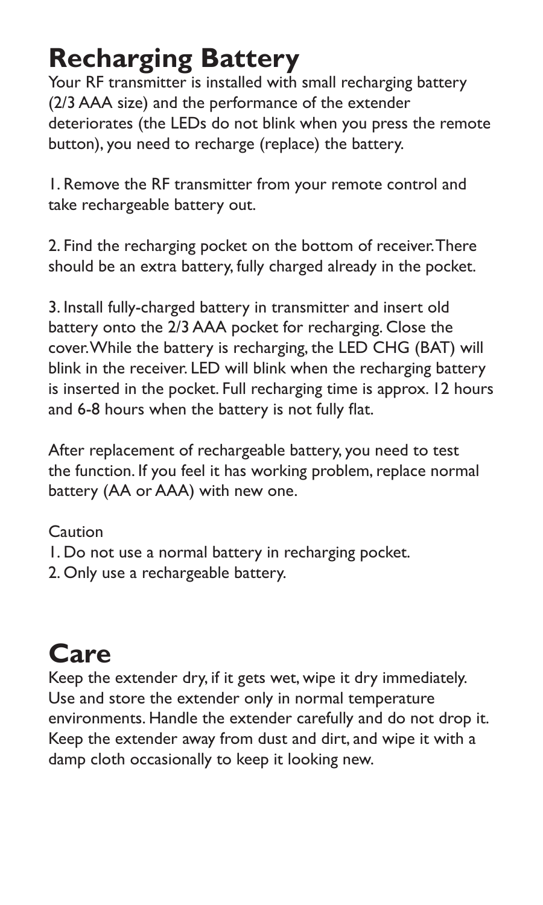# Recharging Battery

Your RF transmitter is installed with small recharging battery (2/3 AAA size) and the performance of the extender deteriorates (the LEDs do not blink when you press the remote button), you need to recharge (replace) the battery.

1. Remove the RF transmitter from your remote control and take rechargeable battery out.

2. Find the recharging pocket on the bottom of receiver. There should be an extra battery, fully charged already in the pocket.

3. Install fully-charged battery in transmitter and insert old battery onto the 2/3 AAA pocket for recharging. Close the cover. While the battery is recharging, the LED CHG (BAT) will blink in the receiver. LED will blink when the recharging battery is inserted in the pocket. Full recharging time is approx. 12 hours and 6-8 hours when the battery is not fully flat.

After replacement of rechargeable battery, you need to test the function. If you feel it has working problem, replace normal battery (AA or AAA) with new one.

Caution

1. Do not use a normal battery in recharging pocket.
2. Only use a rechargeable battery.

# Care

Keep the extender dry, if it gets wet, wipe it dry immediately. Use and store the extender only in normal temperature environments. Handle the extender carefully and do not drop it. Keep the extender away from dust and dirt, and wipe it with a damp cloth occasionally to keep it looking new.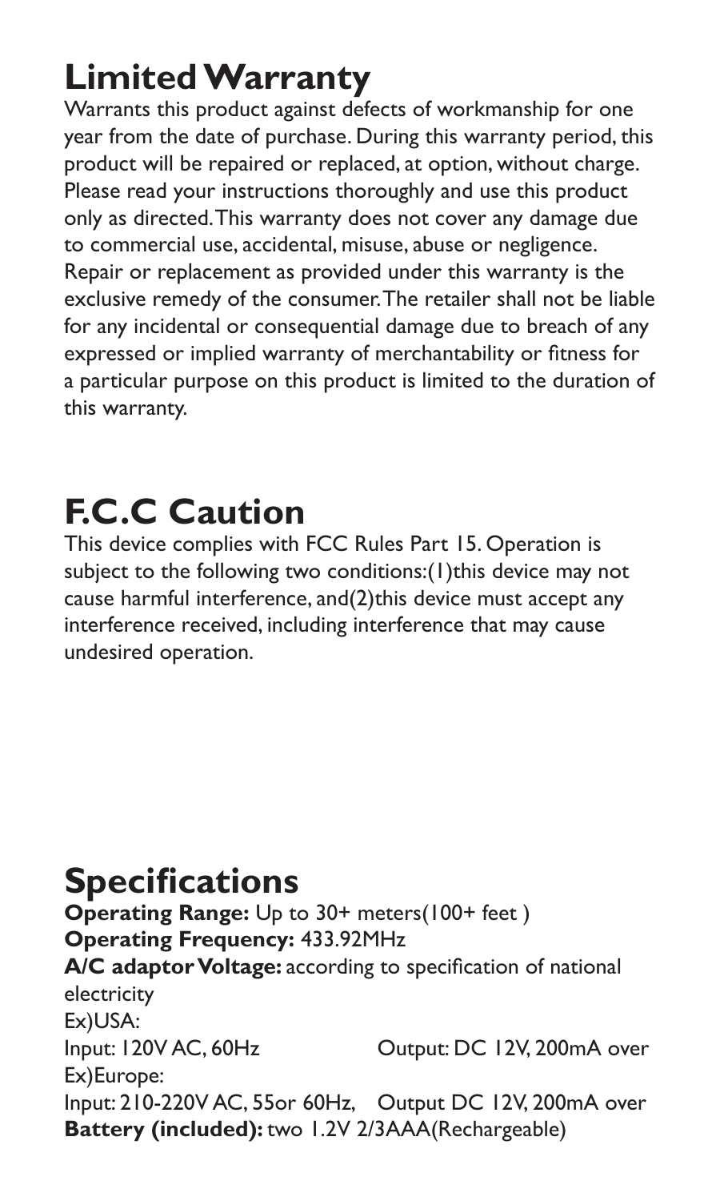# Limited Warranty

Warrants this product against defects of workmanship for one year from the date of purchase. During this warranty period, this product will be repaired or replaced, at option, without charge. Please read your instructions thoroughly and use this product only as directed. This warranty does not cover any damage due to commercial use, accidental, misuse, abuse or negligence. Repair or replacement as provided under this warranty is the exclusive remedy of the consumer. The retailer shall not be liable for any incidental or consequential damage due to breach of any expressed or implied warranty of merchantability or fitness for a particular purpose on this product is limited to the duration of this warranty.

# F.C.C Caution

This device complies with FCC Rules Part 15. Operation is subject to the following two conditions:(1)this device may not cause harmful interference, and(2)this device must accept any interference received, including interference that may cause undesired operation.

# Specifications

**Operating Range:** Up to 30+ meters(100+ feet )
**Operating Frequency:** 433.92MHz
**A/C adaptor Voltage:** according to specification of national electricity
Ex)USA:
Input: 120V AC, 60Hz Output: DC 12V, 200mA over
Ex)Europe:
Input: 210-220V AC, 55or 60Hz, Output DC 12V, 200mA over
**Battery (included):** two 1.2V 2/3AAA(Rechargeable)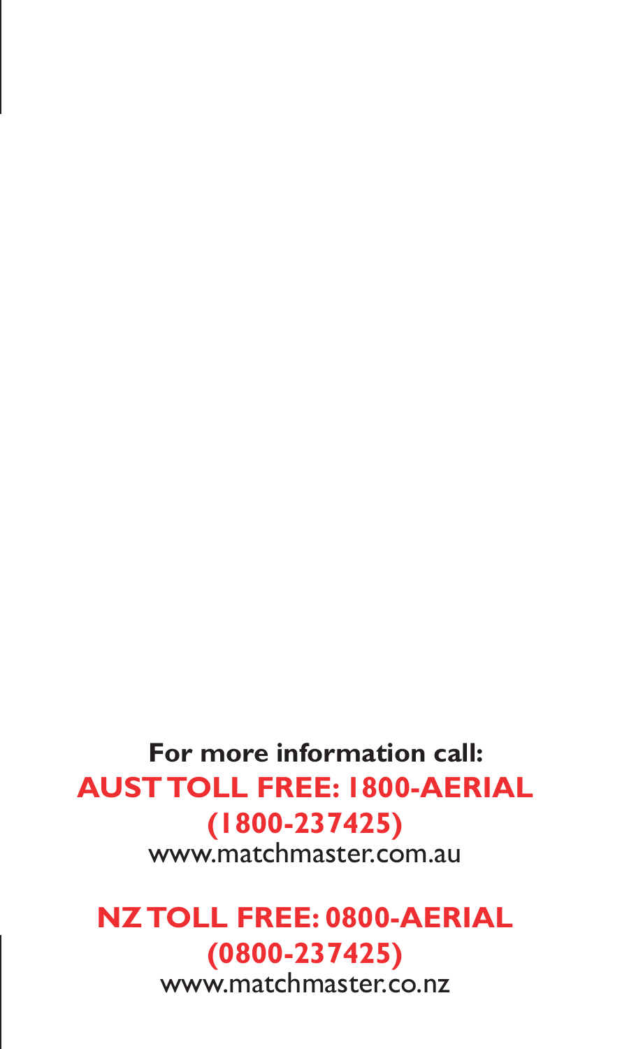**For more information call:**

**AUST TOLL FREE: 1800-AERIAL**

**(1800-237425)**

www.matchmaster.com.au

**NZ TOLL FREE: 0800-AERIAL**

**(0800-237425)**

www.matchmaster.co.nz